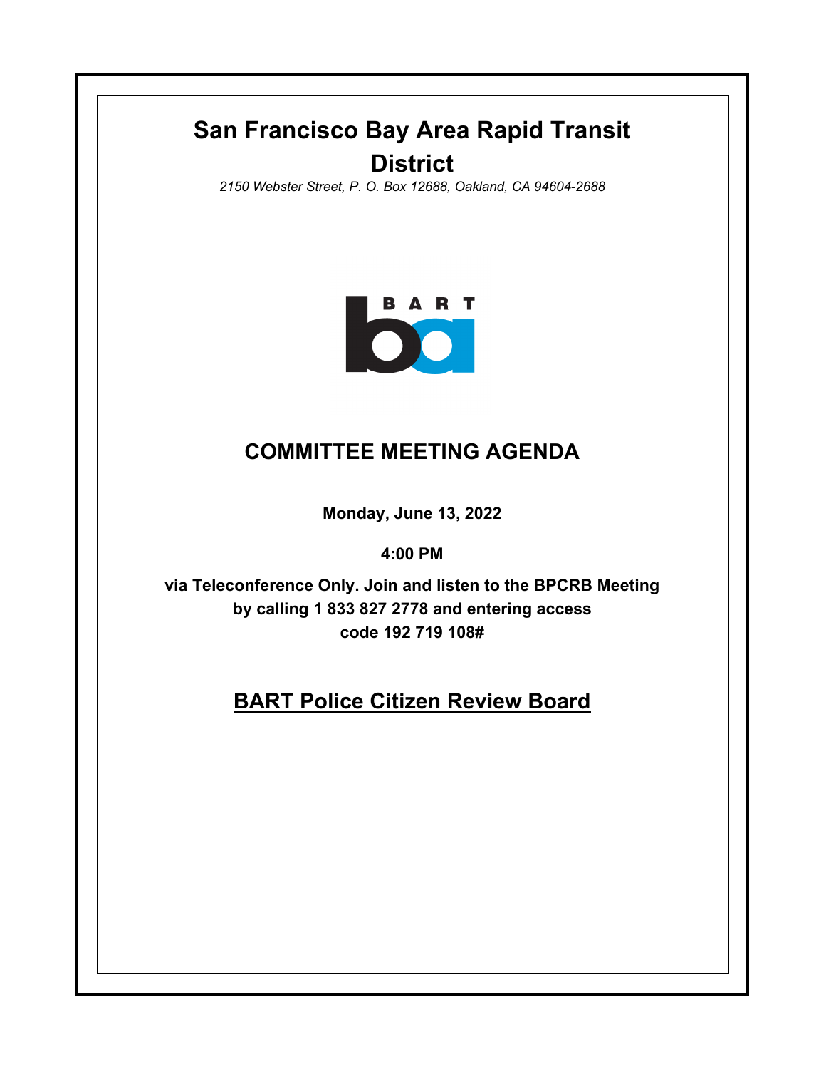# San Francisco Bay Area Rapid Transit District

*2150 Webster Street, P. O. Box 12688, Oakland, CA 94604-2688*

## COMMITTEE MEETING AGENDA

**Monday, June 13, 2022**

**4:00 PM**

**via Teleconference Only. Join and listen to the BPCRB Meeting by calling 1 833 827 2778 and entering access code 192 719 108#**

## BART Police Citizen Review Board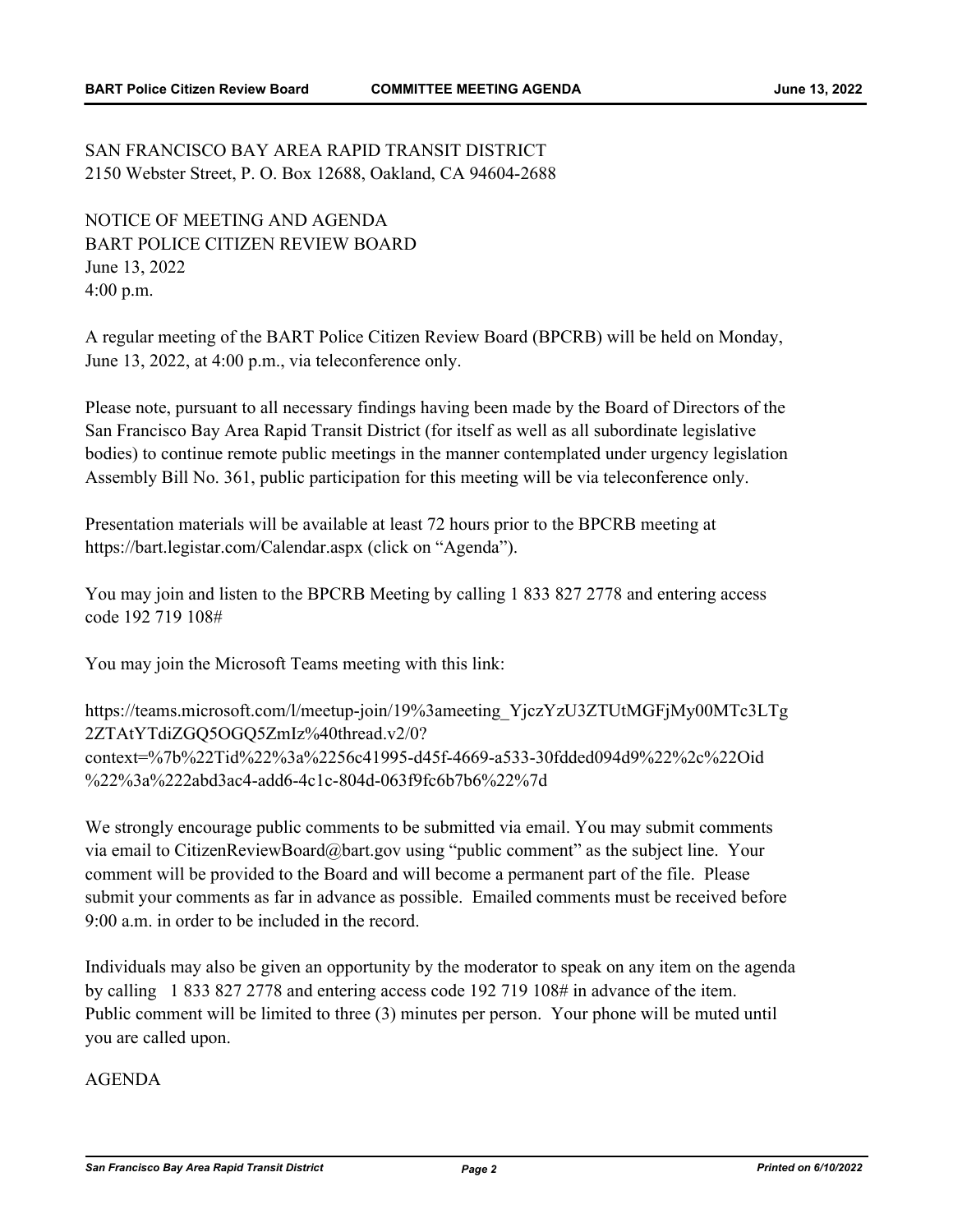SAN FRANCISCO BAY AREA RAPID TRANSIT DISTRICT
2150 Webster Street, P. O. Box 12688, Oakland, CA 94604-2688

NOTICE OF MEETING AND AGENDA
BART POLICE CITIZEN REVIEW BOARD
June 13, 2022
4:00 p.m.

A regular meeting of the BART Police Citizen Review Board (BPCRB) will be held on Monday, June 13, 2022, at 4:00 p.m., via teleconference only.

Please note, pursuant to all necessary findings having been made by the Board of Directors of the San Francisco Bay Area Rapid Transit District (for itself as well as all subordinate legislative bodies) to continue remote public meetings in the manner contemplated under urgency legislation Assembly Bill No. 361, public participation for this meeting will be via teleconference only.

Presentation materials will be available at least 72 hours prior to the BPCRB meeting at https://bart.legistar.com/Calendar.aspx (click on "Agenda").

You may join and listen to the BPCRB Meeting by calling 1 833 827 2778 and entering access code 192 719 108#

You may join the Microsoft Teams meeting with this link:

https://teams.microsoft.com/l/meetup-join/19%3ameeting_YjczYzU3ZTUtMGFjMy00MTc3LTg2ZTAtYTdiZGQ5OGQ5ZmIz%40thread.v2/0?context=%7b%22Tid%22%3a%2256c41995-d45f-4669-a533-30fdded094d9%22%2c%22Oid%22%3a%222abd3ac4-add6-4c1c-804d-063f9fc6b7b6%22%7d

We strongly encourage public comments to be submitted via email. You may submit comments via email to CitizenReviewBoard@bart.gov using "public comment" as the subject line. Your comment will be provided to the Board and will become a permanent part of the file. Please submit your comments as far in advance as possible. Emailed comments must be received before 9:00 a.m. in order to be included in the record.

Individuals may also be given an opportunity by the moderator to speak on any item on the agenda by calling 1 833 827 2778 and entering access code 192 719 108# in advance of the item. Public comment will be limited to three (3) minutes per person. Your phone will be muted until you are called upon.

AGENDA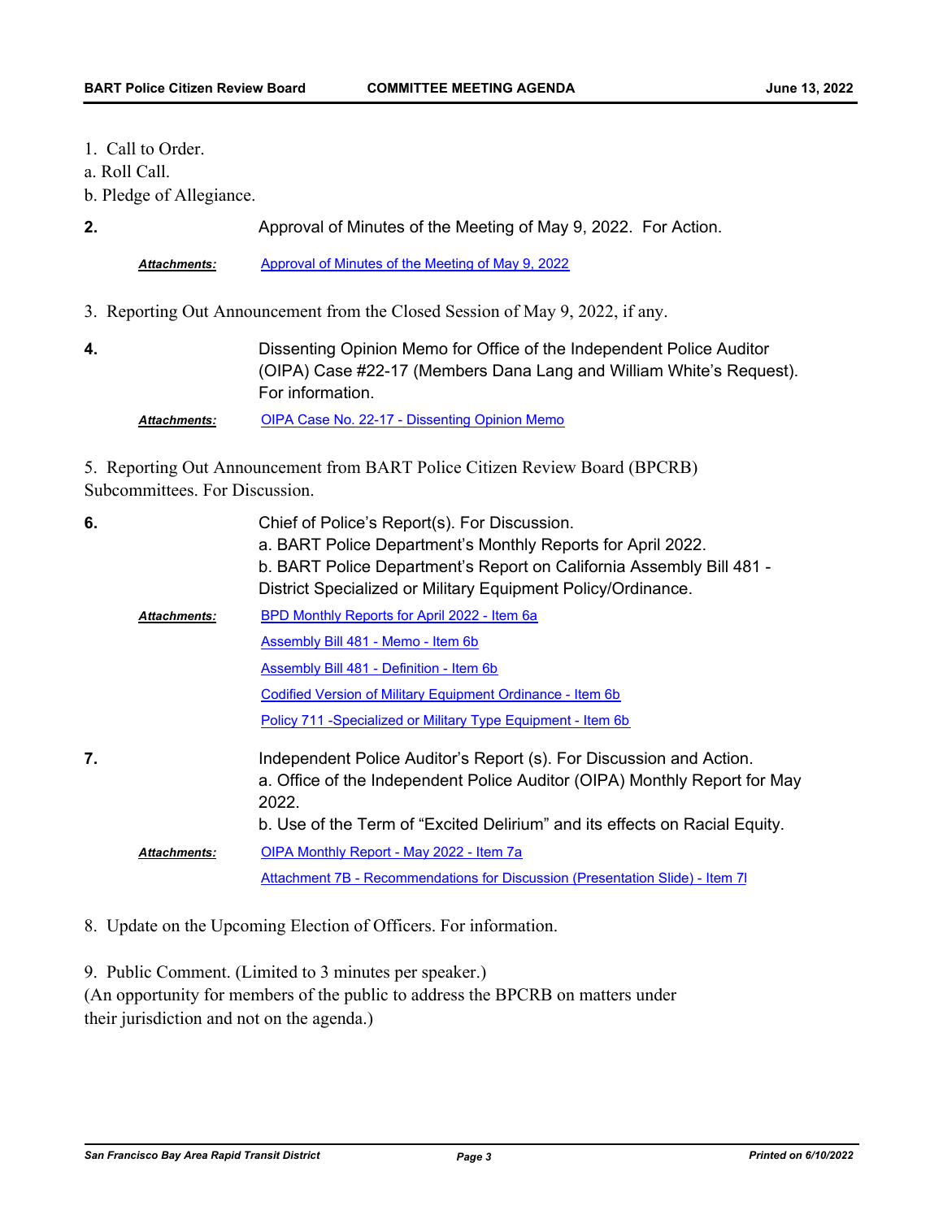1. Call to Order.

a. Roll Call.

b. Pledge of Allegiance.

**2.** Approval of Minutes of the Meeting of May 9, 2022. For Action.

***Attachments:*** Approval of Minutes of the Meeting of May 9, 2022

3. Reporting Out Announcement from the Closed Session of May 9, 2022, if any.

**4.** Dissenting Opinion Memo for Office of the Independent Police Auditor (OIPA) Case #22-17 (Members Dana Lang and William White's Request). For information.

***Attachments:*** OIPA Case No. 22-17 - Dissenting Opinion Memo

5. Reporting Out Announcement from BART Police Citizen Review Board (BPCRB) Subcommittees. For Discussion.

**6.** Chief of Police's Report(s). For Discussion.

a. BART Police Department's Monthly Reports for April 2022.

b. BART Police Department's Report on California Assembly Bill 481 - District Specialized or Military Equipment Policy/Ordinance.

***Attachments:*** BPD Monthly Reports for April 2022 - Item 6a

Assembly Bill 481 - Memo - Item 6b

Assembly Bill 481 - Definition - Item 6b

Codified Version of Military Equipment Ordinance - Item 6b

Policy 711 -Specialized or Military Type Equipment - Item 6b

**7.** Independent Police Auditor's Report (s). For Discussion and Action.

a. Office of the Independent Police Auditor (OIPA) Monthly Report for May 2022.

b. Use of the Term of "Excited Delirium" and its effects on Racial Equity.

***Attachments:*** OIPA Monthly Report - May 2022 - Item 7a

Attachment 7B - Recommendations for Discussion (Presentation Slide) - Item 7l

8. Update on the Upcoming Election of Officers. For information.

9. Public Comment. (Limited to 3 minutes per speaker.)
(An opportunity for members of the public to address the BPCRB on matters under their jurisdiction and not on the agenda.)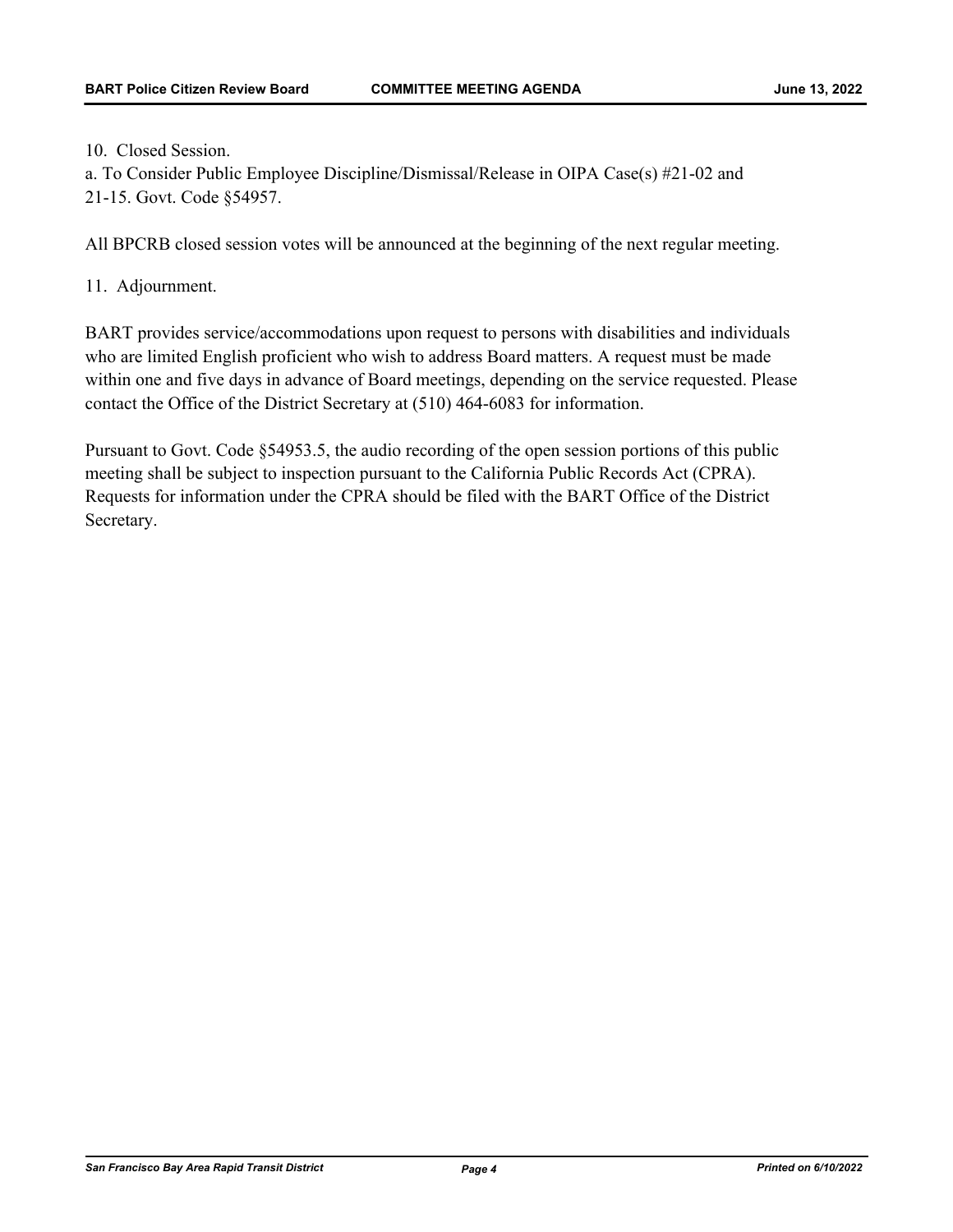10. Closed Session.

a. To Consider Public Employee Discipline/Dismissal/Release in OIPA Case(s) #21-02 and 21-15. Govt. Code §54957.

All BPCRB closed session votes will be announced at the beginning of the next regular meeting.

11. Adjournment.

BART provides service/accommodations upon request to persons with disabilities and individuals who are limited English proficient who wish to address Board matters. A request must be made within one and five days in advance of Board meetings, depending on the service requested. Please contact the Office of the District Secretary at (510) 464-6083 for information.

Pursuant to Govt. Code §54953.5, the audio recording of the open session portions of this public meeting shall be subject to inspection pursuant to the California Public Records Act (CPRA). Requests for information under the CPRA should be filed with the BART Office of the District Secretary.